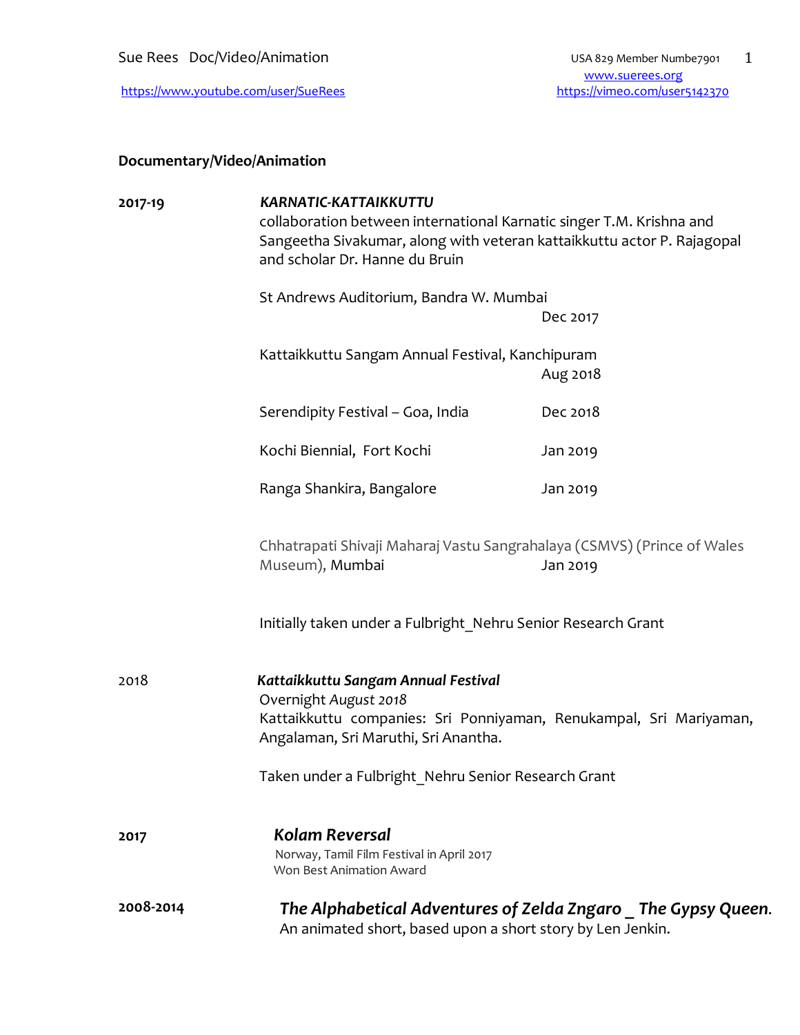Sue Rees   Doc/Video/Animation

https://www.youtube.com/user/SueRees

USA 829 Member Numbe7901
www.suerees.org
https://vimeo.com/user5142370

**Documentary/Video/Animation**

**2017-19**

***KARNATIC-KATTAIKKUTTU***
collaboration between international Karnatic singer T.M. Krishna and Sangeetha Sivakumar, along with veteran kattaikkuttu actor P. Rajagopal and scholar Dr. Hanne du Bruin

St Andrews Auditorium, Bandra W. Mumbai — Dec 2017

Kattaikkuttu Sangam Annual Festival, Kanchipuram — Aug 2018

Serendipity Festival – Goa, India — Dec 2018

Kochi Biennial, Fort Kochi — Jan 2019

Ranga Shankira, Bangalore — Jan 2019

Chhatrapati Shivaji Maharaj Vastu Sangrahalaya (CSMVS) (Prince of Wales Museum), Mumbai — Jan 2019

Initially taken under a Fulbright_Nehru Senior Research Grant

2018

***Kattaikkuttu Sangam Annual Festival***
Overnight *August 2018*
Kattaikkuttu companies: Sri Ponniyaman, Renukampal, Sri Mariyaman, Angalaman, Sri Maruthi, Sri Anantha.

Taken under a Fulbright_Nehru Senior Research Grant

**2017**

***Kolam Reversal***
Norway, Tamil Film Festival in April 2017
Won Best Animation Award

**2008-2014**

***The Alphabetical Adventures of Zelda Zngaro _ The Gypsy Queen***.
An animated short, based upon a short story by Len Jenkin.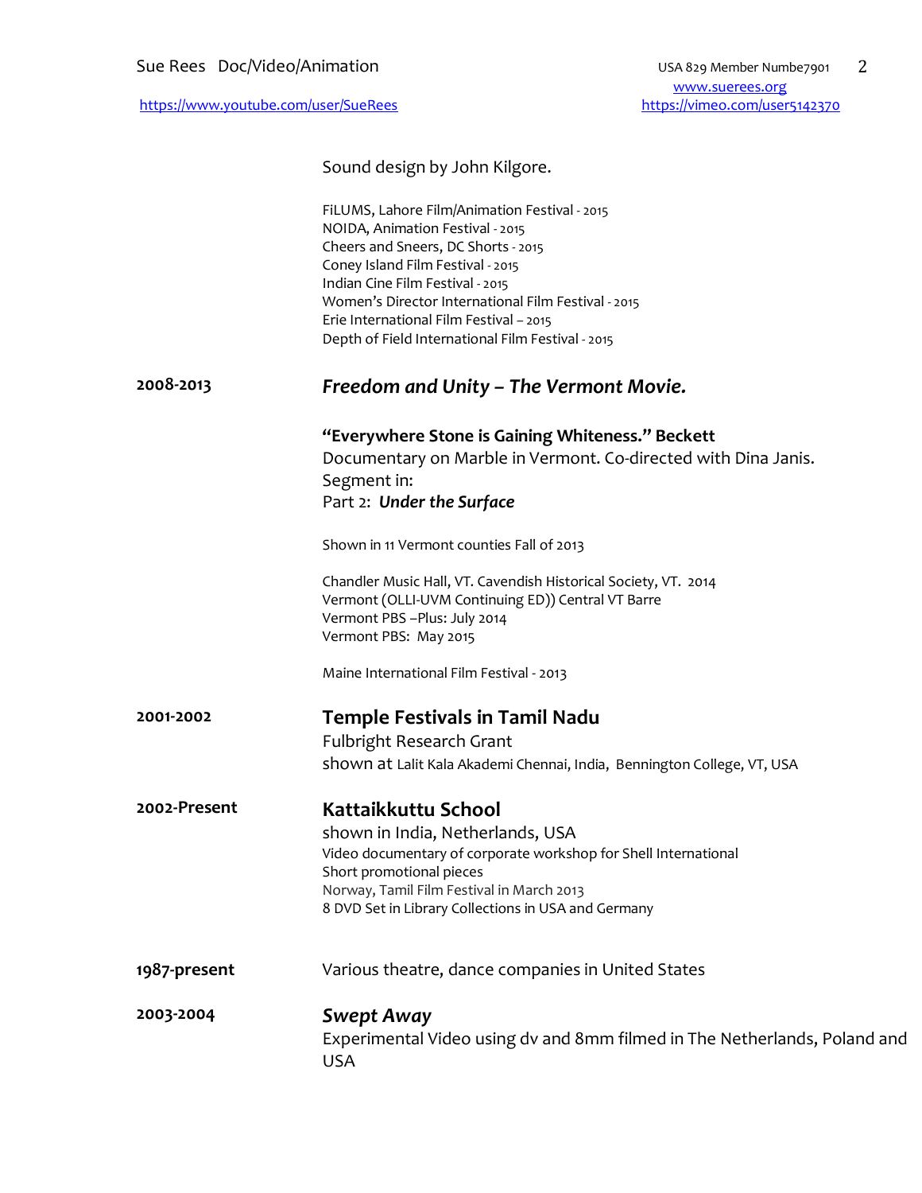Sound design by John Kilgore.

FiLUMS, Lahore Film/Animation Festival - 2015
NOIDA, Animation Festival - 2015
Cheers and Sneers, DC Shorts - 2015
Coney Island Film Festival - 2015
Indian Cine Film Festival - 2015
Women's Director International Film Festival - 2015
Erie International Film Festival – 2015
Depth of Field International Film Festival - 2015

**2008-2013** ***Freedom and Unity – The Vermont Movie.***

**"Everywhere Stone is Gaining Whiteness." Beckett**
Documentary on Marble in Vermont. Co-directed with Dina Janis.
Segment in:
Part 2: ***Under the Surface***

Shown in 11 Vermont counties Fall of 2013

Chandler Music Hall, VT. Cavendish Historical Society, VT. 2014
Vermont (OLLI-UVM Continuing ED)) Central VT Barre
Vermont PBS –Plus: July 2014
Vermont PBS: May 2015

Maine International Film Festival - 2013

**2001-2002** **Temple Festivals in Tamil Nadu**
Fulbright Research Grant
shown at Lalit Kala Akademi Chennai, India, Bennington College, VT, USA

**2002-Present** **Kattaikkuttu School**
shown in India, Netherlands, USA
Video documentary of corporate workshop for Shell International
Short promotional pieces
Norway, Tamil Film Festival in March 2013
8 DVD Set in Library Collections in USA and Germany

**1987-present** Various theatre, dance companies in United States

**2003-2004** ***Swept Away***
Experimental Video using dv and 8mm filmed in The Netherlands, Poland and USA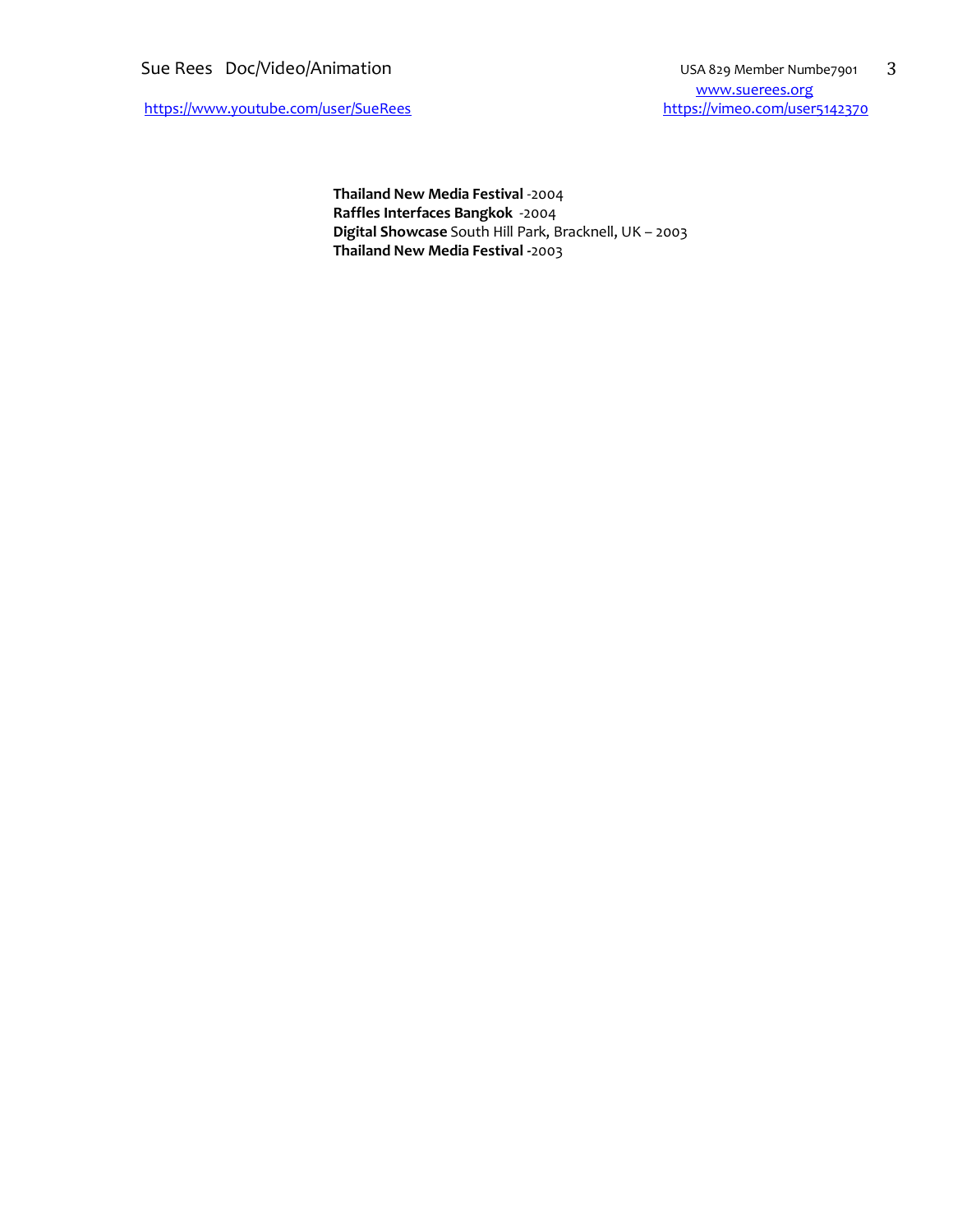**Thailand New Media Festival** -2004
**Raffles Interfaces Bangkok** -2004
**Digital Showcase** South Hill Park, Bracknell, UK – 2003
**Thailand New Media Festival** -2003